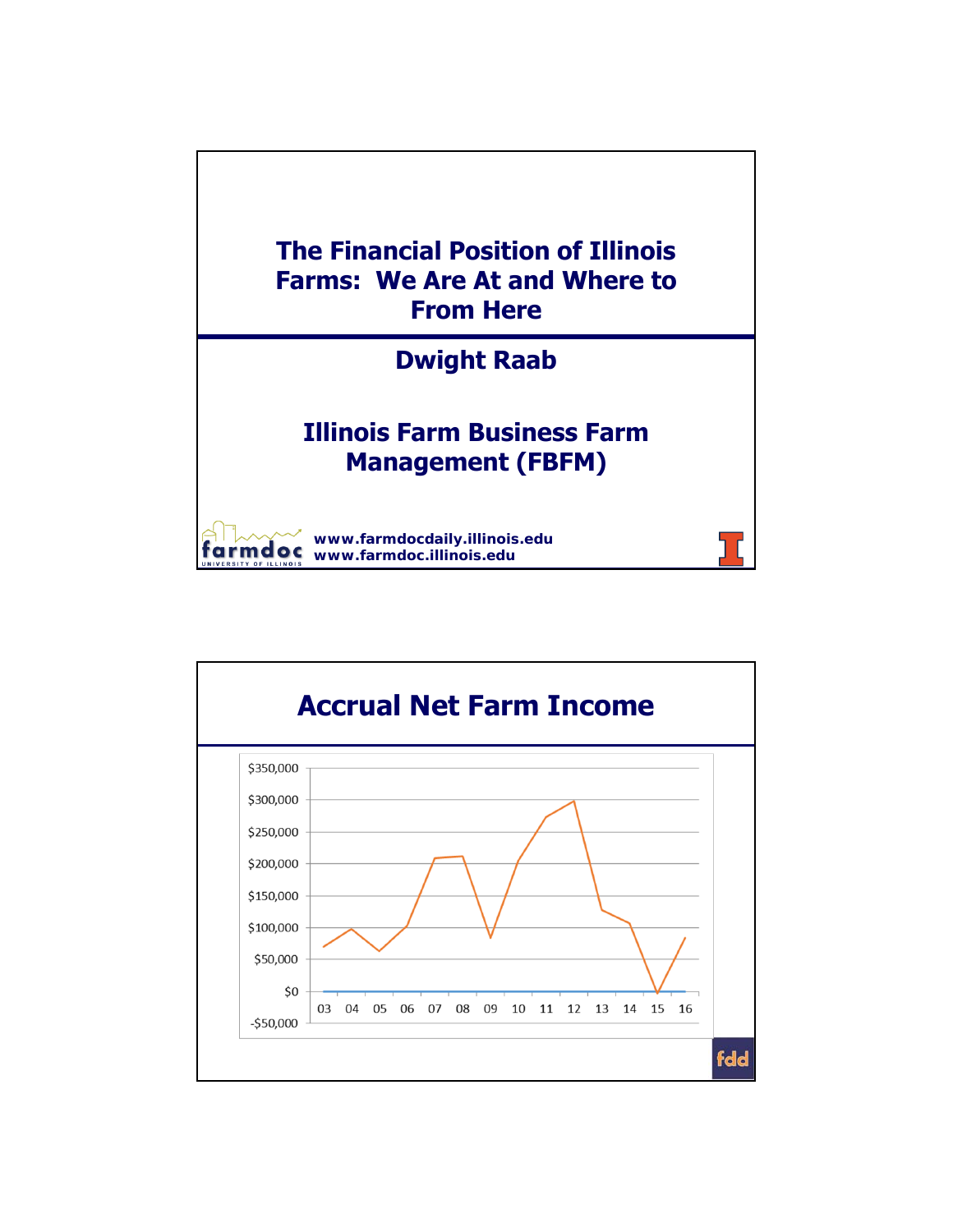# The Financial Position of Illinois Farms: We Are At and Where to From Here

## Dwight Raab

## Illinois Farm Business Farm Management (FBFM)

farmdoc UNIVERSITY OF ILLINOIS

**www.farmdocdaily.illinois.edu**
**www.farmdoc.illinois.edu**

---

# Accrual Net Farm Income

$350,000
$300,000
$250,000
$200,000
$150,000
$100,000
$50,000
$0
-$50,000

03 04 05 06 07 08 09 10 11 12 13 14 15 16

fdd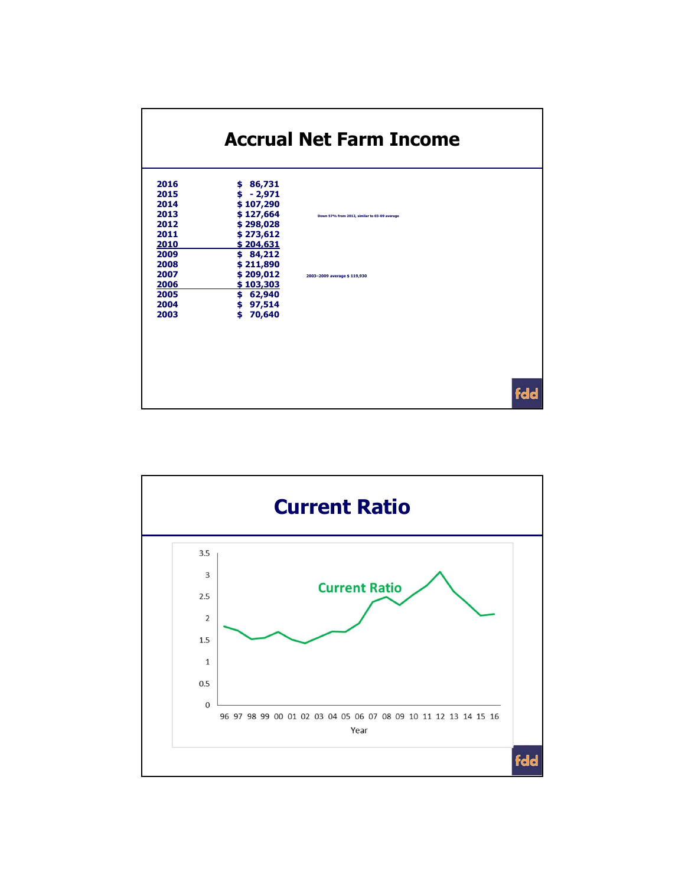# Accrual Net Farm Income

| Year | Income | |
|---|---|---|
| 2016 | $ 86,731 | |
| 2015 | $ - 2,971 | |
| 2014 | $ 107,290 | |
| 2013 | $ 127,664 | Down 57% from 2012, similar to 03-09 average |
| 2012 | $ 298,028 | |
| 2011 | $ 273,612 | |
| 2010 | $ 204,631 | |
| 2009 | $ 84,212 | |
| 2008 | $ 211,890 | |
| 2007 | $ 209,012 | 2003–2009 average $ 119,930 |
| 2006 | $ 103,303 | |
| 2005 | $ 62,940 | |
| 2004 | $ 97,514 | |
| 2003 | $ 70,640 | |

# Current Ratio

Current Ratio

Year: 96 97 98 99 00 01 02 03 04 05 06 07 08 09 10 11 12 13 14 15 16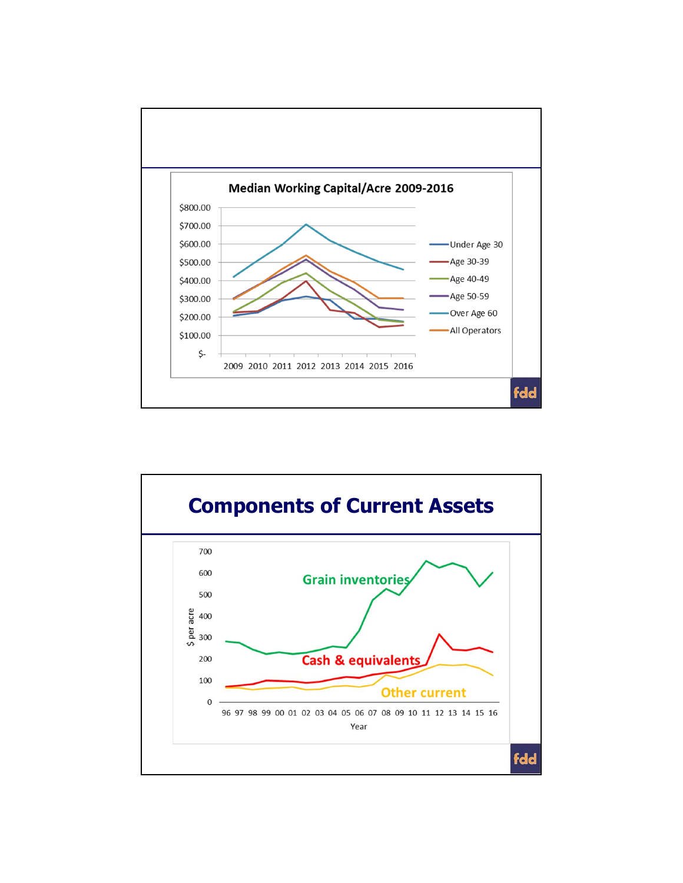## Median Working Capital/Acre 2009-2016

| Label |
|---|
| Under Age 30 |
| Age 30-39 |
| Age 40-49 |
| Age 50-59 |
| Over Age 60 |
| All Operators |

Years: 2009 2010 2011 2012 2013 2014 2015 2016

fdd

# Components of Current Assets

Grain inventories

Cash & equivalents

Other current

$ per acre

Year: 96 97 98 99 00 01 02 03 04 05 06 07 08 09 10 11 12 13 14 15 16

fdd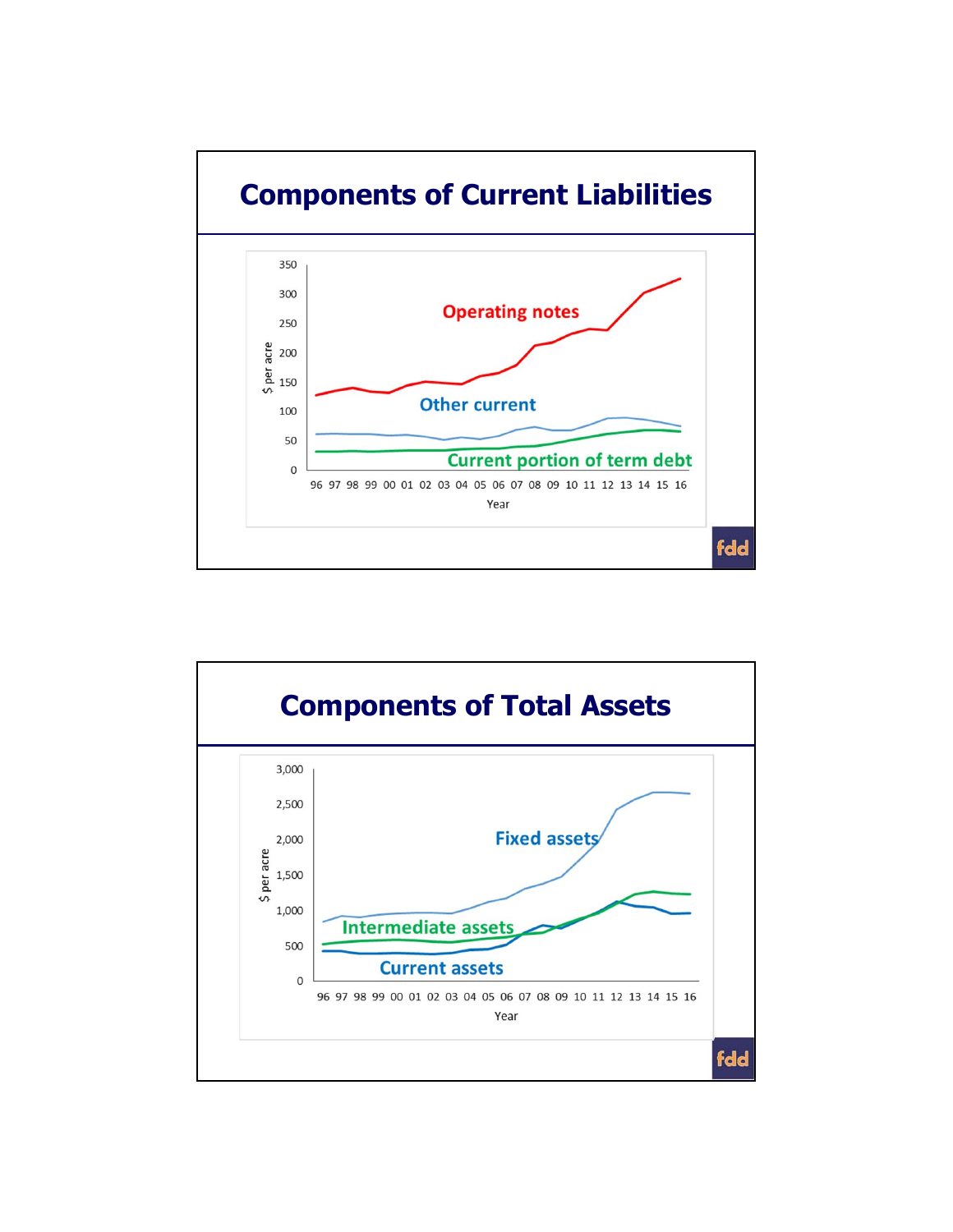# Components of Current Liabilities

$ per acre

350
300
250
200
150
100
50
0

Operating notes

Other current

Current portion of term debt

96 97 98 99 00 01 02 03 04 05 06 07 08 09 10 11 12 13 14 15 16

Year

fdd

# Components of Total Assets

$ per acre

3,000
2,500
2,000
1,500
1,000
500
0

Fixed assets

Intermediate assets

Current assets

96 97 98 99 00 01 02 03 04 05 06 07 08 09 10 11 12 13 14 15 16

Year

fdd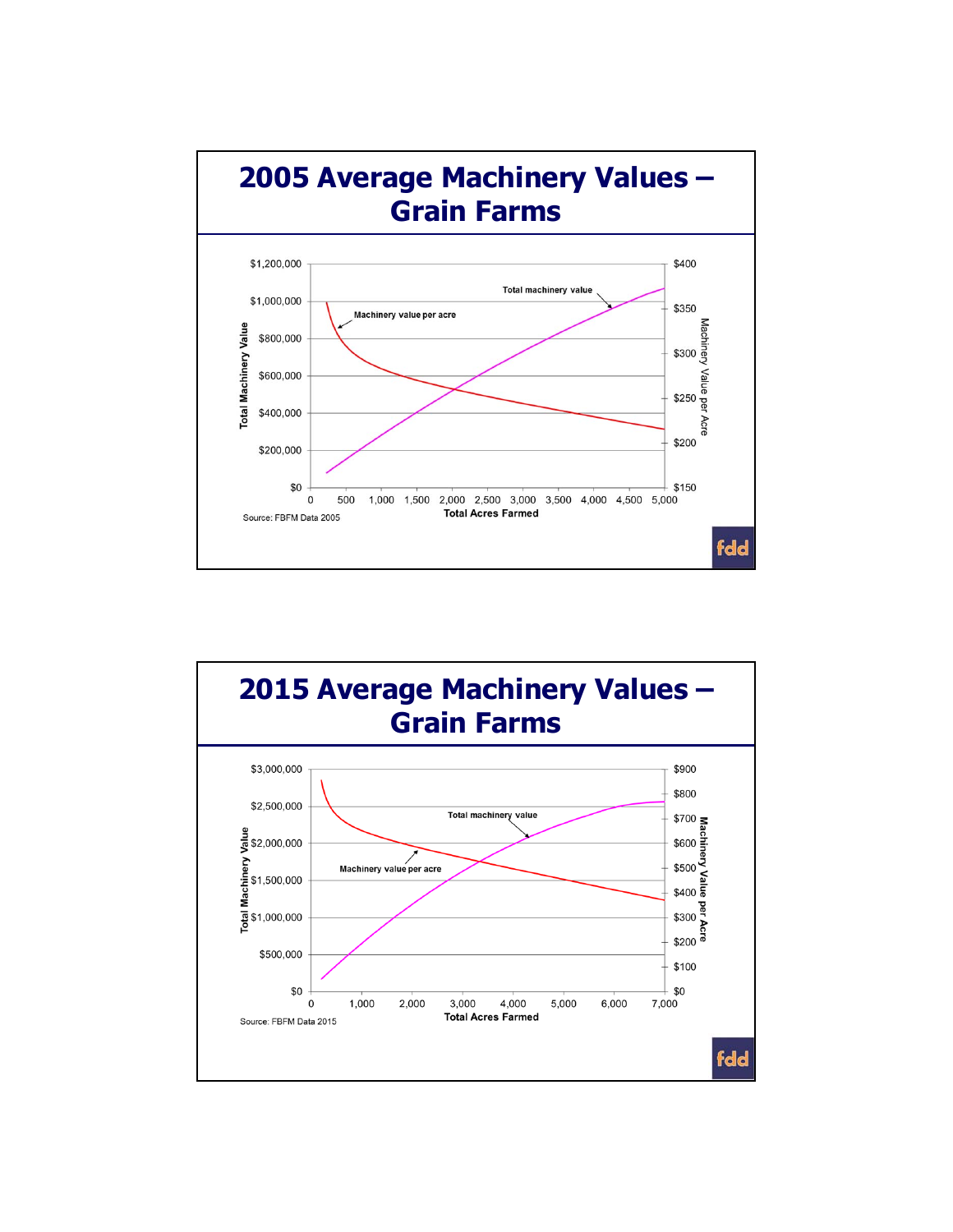# 2005 Average Machinery Values – Grain Farms

Total Machinery Value

$1,200,000
$1,000,000
$800,000
$600,000
$400,000
$200,000
$0

Machinery Value per Acre

$400
$350
$300
$250
$200
$150

Total machinery value

Machinery value per acre

0 500 1,000 1,500 2,000 2,500 3,000 3,500 4,000 4,500 5,000

Total Acres Farmed

Source: FBFM Data 2005

fdd

# 2015 Average Machinery Values – Grain Farms

Total Machinery Value

$3,000,000
$2,500,000
$2,000,000
$1,500,000
$1,000,000
$500,000
$0

Machinery Value per Acre

$900
$800
$700
$600
$500
$400
$300
$200
$100
$0

Total machinery value

Machinery value per acre

0 1,000 2,000 3,000 4,000 5,000 6,000 7,000

Total Acres Farmed

Source: FBFM Data 2015

fdd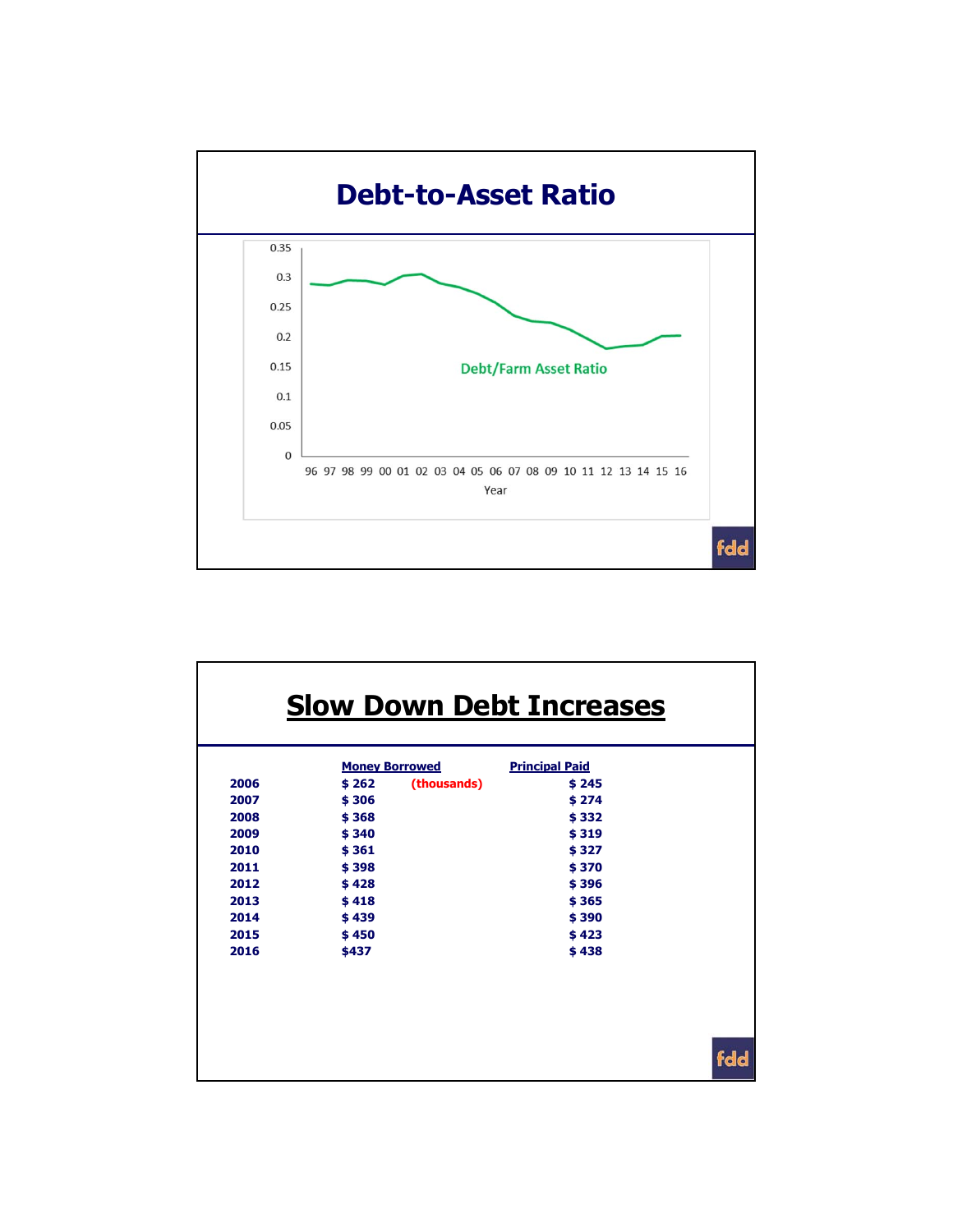# Debt-to-Asset Ratio

Debt/Farm Asset Ratio

Year

# Slow Down Debt Increases

| | Money Borrowed | | Principal Paid |
|---|---|---|---|
| 2006 | $ 262 | (thousands) | $ 245 |
| 2007 | $ 306 | | $ 274 |
| 2008 | $ 368 | | $ 332 |
| 2009 | $ 340 | | $ 319 |
| 2010 | $ 361 | | $ 327 |
| 2011 | $ 398 | | $ 370 |
| 2012 | $ 428 | | $ 396 |
| 2013 | $ 418 | | $ 365 |
| 2014 | $ 439 | | $ 390 |
| 2015 | $ 450 | | $ 423 |
| 2016 | $437 | | $ 438 |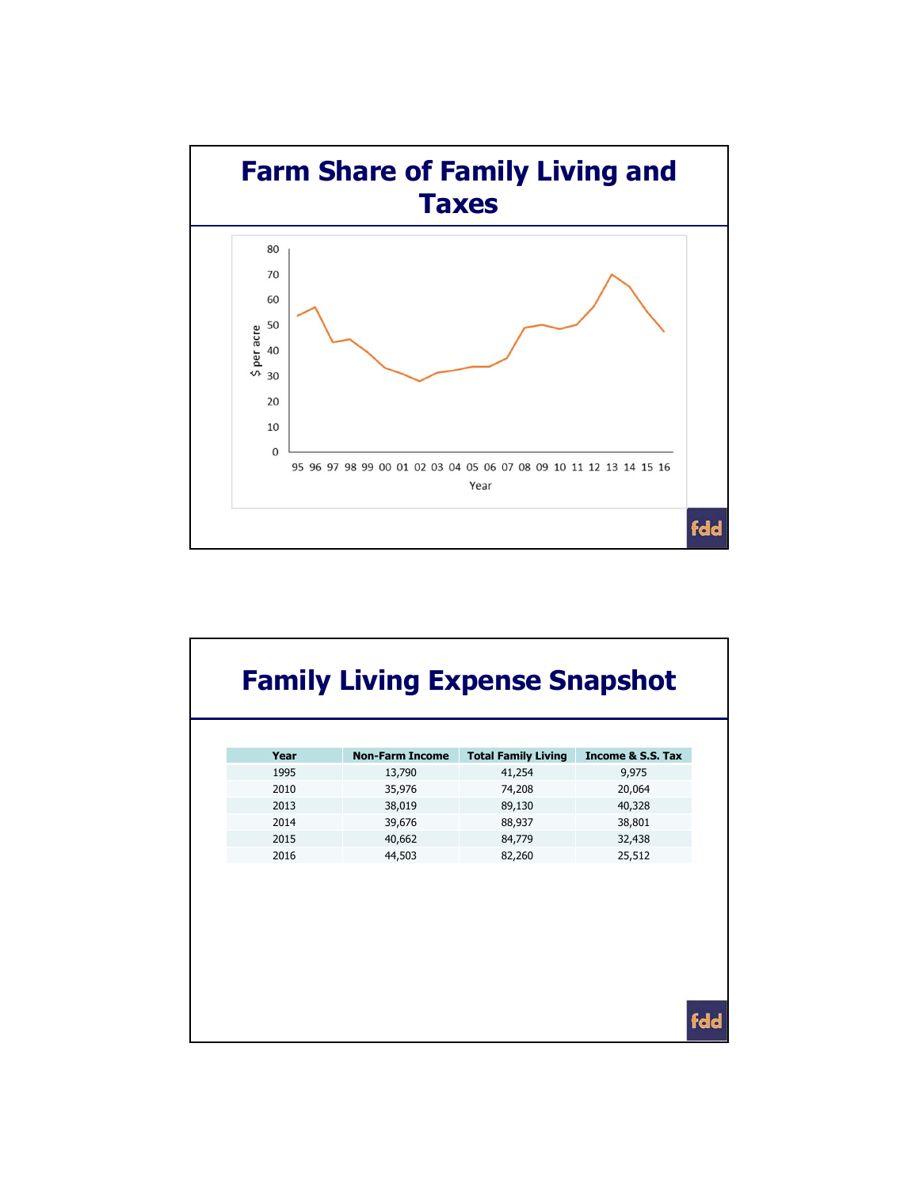# Farm Share of Family Living and Taxes

$ per acre

80
70
60
50
40
30
20
10
0

95 96 97 98 99 00 01 02 03 04 05 06 07 08 09 10 11 12 13 14 15 16

Year

fdd

# Family Living Expense Snapshot

| Year | Non-Farm Income | Total Family Living | Income & S.S. Tax |
|---|---|---|---|
| 1995 | 13,790 | 41,254 | 9,975 |
| 2010 | 35,976 | 74,208 | 20,064 |
| 2013 | 38,019 | 89,130 | 40,328 |
| 2014 | 39,676 | 88,937 | 38,801 |
| 2015 | 40,662 | 84,779 | 32,438 |
| 2016 | 44,503 | 82,260 | 25,512 |

fdd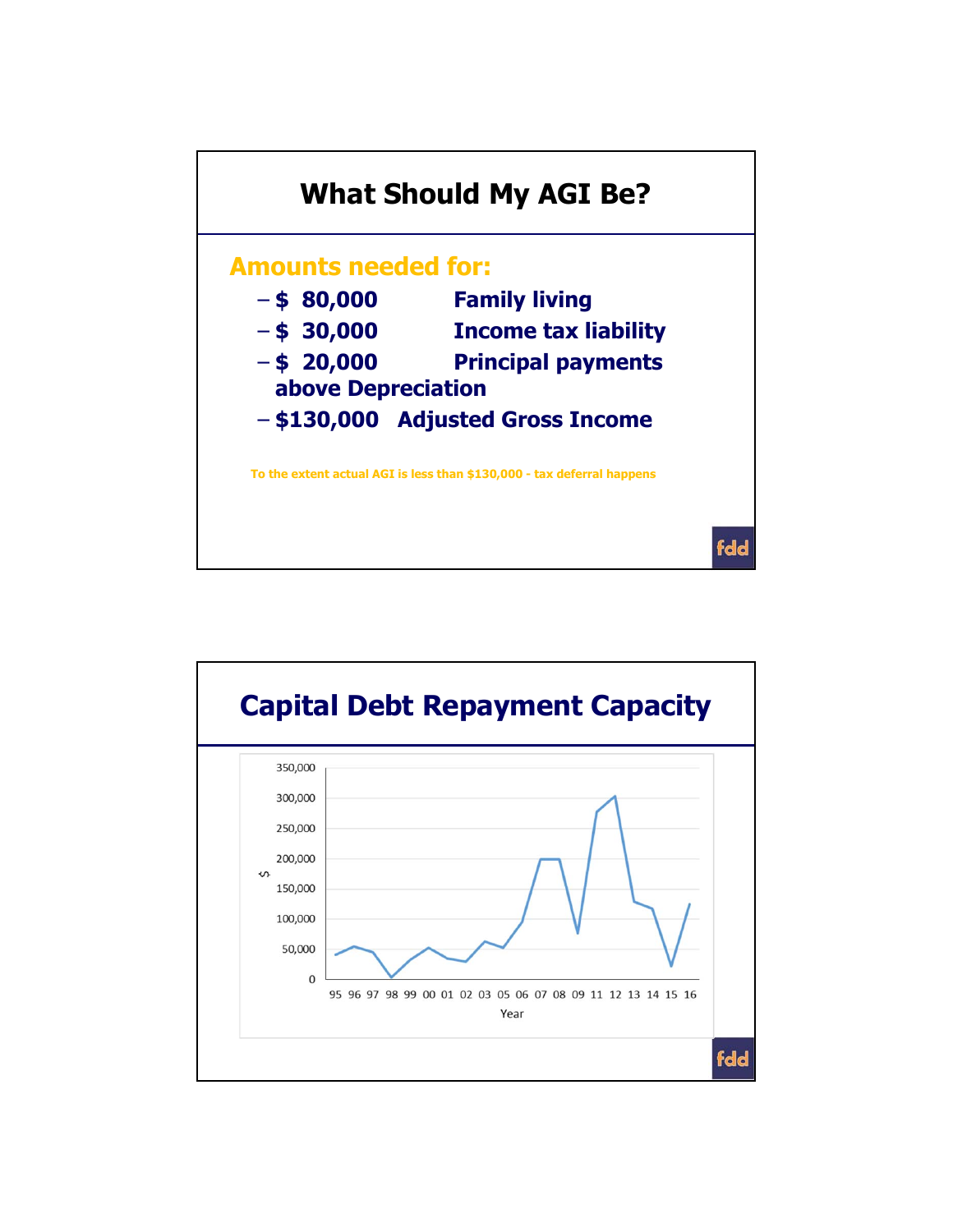# What Should My AGI Be?

**Amounts needed for:**

- **$ 80,000 Family living**
- **$ 30,000 Income tax liability**
- **$ 20,000 Principal payments above Depreciation**
- **$130,000 Adjusted Gross Income**

**To the extent actual AGI is less than $130,000 - tax deferral happens**

# Capital Debt Repayment Capacity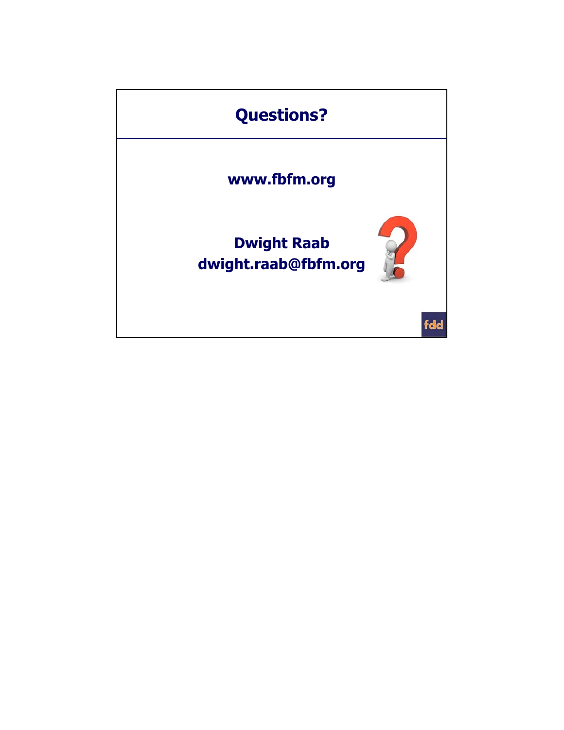# Questions?

**www.fbfm.org**

**Dwight Raab**
**dwight.raab@fbfm.org**